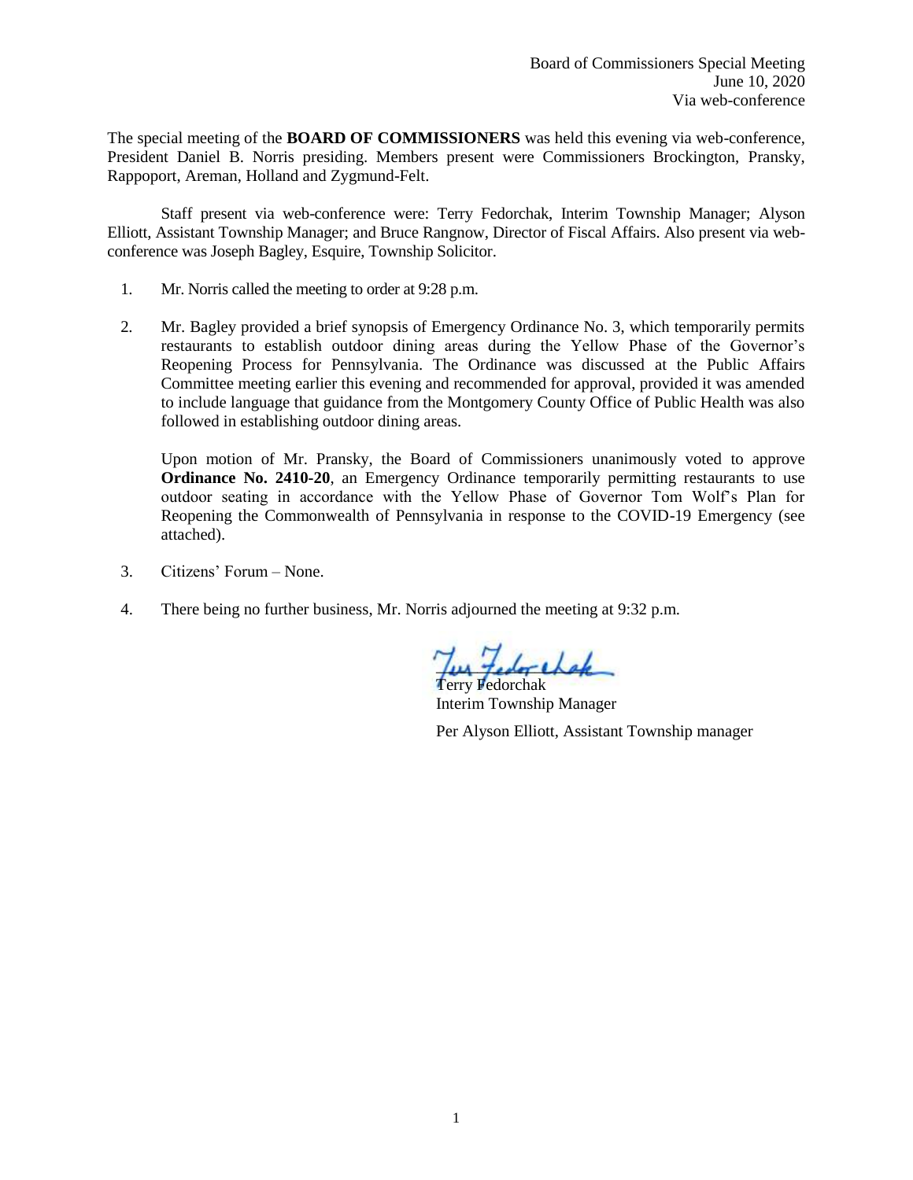Board of Commissioners Special Meeting
June 10, 2020
Via web-conference

The special meeting of the **BOARD OF COMMISSIONERS** was held this evening via web-conference, President Daniel B. Norris presiding. Members present were Commissioners Brockington, Pransky, Rappoport, Areman, Holland and Zygmund-Felt.

Staff present via web-conference were: Terry Fedorchak, Interim Township Manager; Alyson Elliott, Assistant Township Manager; and Bruce Rangnow, Director of Fiscal Affairs. Also present via web-conference was Joseph Bagley, Esquire, Township Solicitor.

1. Mr. Norris called the meeting to order at 9:28 p.m.

2. Mr. Bagley provided a brief synopsis of Emergency Ordinance No. 3, which temporarily permits restaurants to establish outdoor dining areas during the Yellow Phase of the Governor's Reopening Process for Pennsylvania. The Ordinance was discussed at the Public Affairs Committee meeting earlier this evening and recommended for approval, provided it was amended to include language that guidance from the Montgomery County Office of Public Health was also followed in establishing outdoor dining areas.

   Upon motion of Mr. Pransky, the Board of Commissioners unanimously voted to approve **Ordinance No. 2410-20**, an Emergency Ordinance temporarily permitting restaurants to use outdoor seating in accordance with the Yellow Phase of Governor Tom Wolf's Plan for Reopening the Commonwealth of Pennsylvania in response to the COVID-19 Emergency (see attached).

3. Citizens' Forum – None.

4. There being no further business, Mr. Norris adjourned the meeting at 9:32 p.m.

Terry Fedorchak
Interim Township Manager

Per Alyson Elliott, Assistant Township manager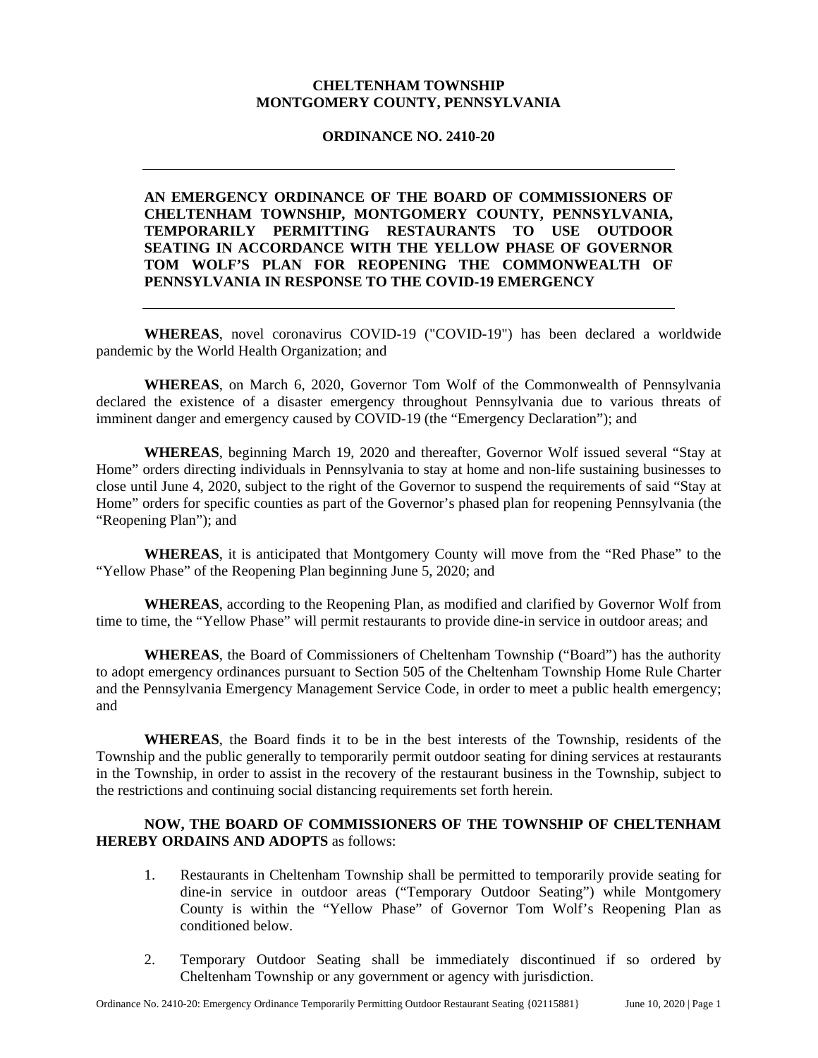**CHELTENHAM TOWNSHIP**
**MONTGOMERY COUNTY, PENNSYLVANIA**

**ORDINANCE NO. 2410-20**

---

**AN EMERGENCY ORDINANCE OF THE BOARD OF COMMISSIONERS OF CHELTENHAM TOWNSHIP, MONTGOMERY COUNTY, PENNSYLVANIA, TEMPORARILY PERMITTING RESTAURANTS TO USE OUTDOOR SEATING IN ACCORDANCE WITH THE YELLOW PHASE OF GOVERNOR TOM WOLF'S PLAN FOR REOPENING THE COMMONWEALTH OF PENNSYLVANIA IN RESPONSE TO THE COVID-19 EMERGENCY**

---

**WHEREAS**, novel coronavirus COVID-19 ("COVID-19") has been declared a worldwide pandemic by the World Health Organization; and

**WHEREAS**, on March 6, 2020, Governor Tom Wolf of the Commonwealth of Pennsylvania declared the existence of a disaster emergency throughout Pennsylvania due to various threats of imminent danger and emergency caused by COVID-19 (the "Emergency Declaration"); and

**WHEREAS**, beginning March 19, 2020 and thereafter, Governor Wolf issued several "Stay at Home" orders directing individuals in Pennsylvania to stay at home and non-life sustaining businesses to close until June 4, 2020, subject to the right of the Governor to suspend the requirements of said "Stay at Home" orders for specific counties as part of the Governor's phased plan for reopening Pennsylvania (the "Reopening Plan"); and

**WHEREAS**, it is anticipated that Montgomery County will move from the "Red Phase" to the "Yellow Phase" of the Reopening Plan beginning June 5, 2020; and

**WHEREAS**, according to the Reopening Plan, as modified and clarified by Governor Wolf from time to time, the "Yellow Phase" will permit restaurants to provide dine-in service in outdoor areas; and

**WHEREAS**, the Board of Commissioners of Cheltenham Township ("Board") has the authority to adopt emergency ordinances pursuant to Section 505 of the Cheltenham Township Home Rule Charter and the Pennsylvania Emergency Management Service Code, in order to meet a public health emergency; and

**WHEREAS**, the Board finds it to be in the best interests of the Township, residents of the Township and the public generally to temporarily permit outdoor seating for dining services at restaurants in the Township, in order to assist in the recovery of the restaurant business in the Township, subject to the restrictions and continuing social distancing requirements set forth herein.

**NOW, THE BOARD OF COMMISSIONERS OF THE TOWNSHIP OF CHELTENHAM HEREBY ORDAINS AND ADOPTS** as follows:

1. Restaurants in Cheltenham Township shall be permitted to temporarily provide seating for dine-in service in outdoor areas ("Temporary Outdoor Seating") while Montgomery County is within the "Yellow Phase" of Governor Tom Wolf's Reopening Plan as conditioned below.

2. Temporary Outdoor Seating shall be immediately discontinued if so ordered by Cheltenham Township or any government or agency with jurisdiction.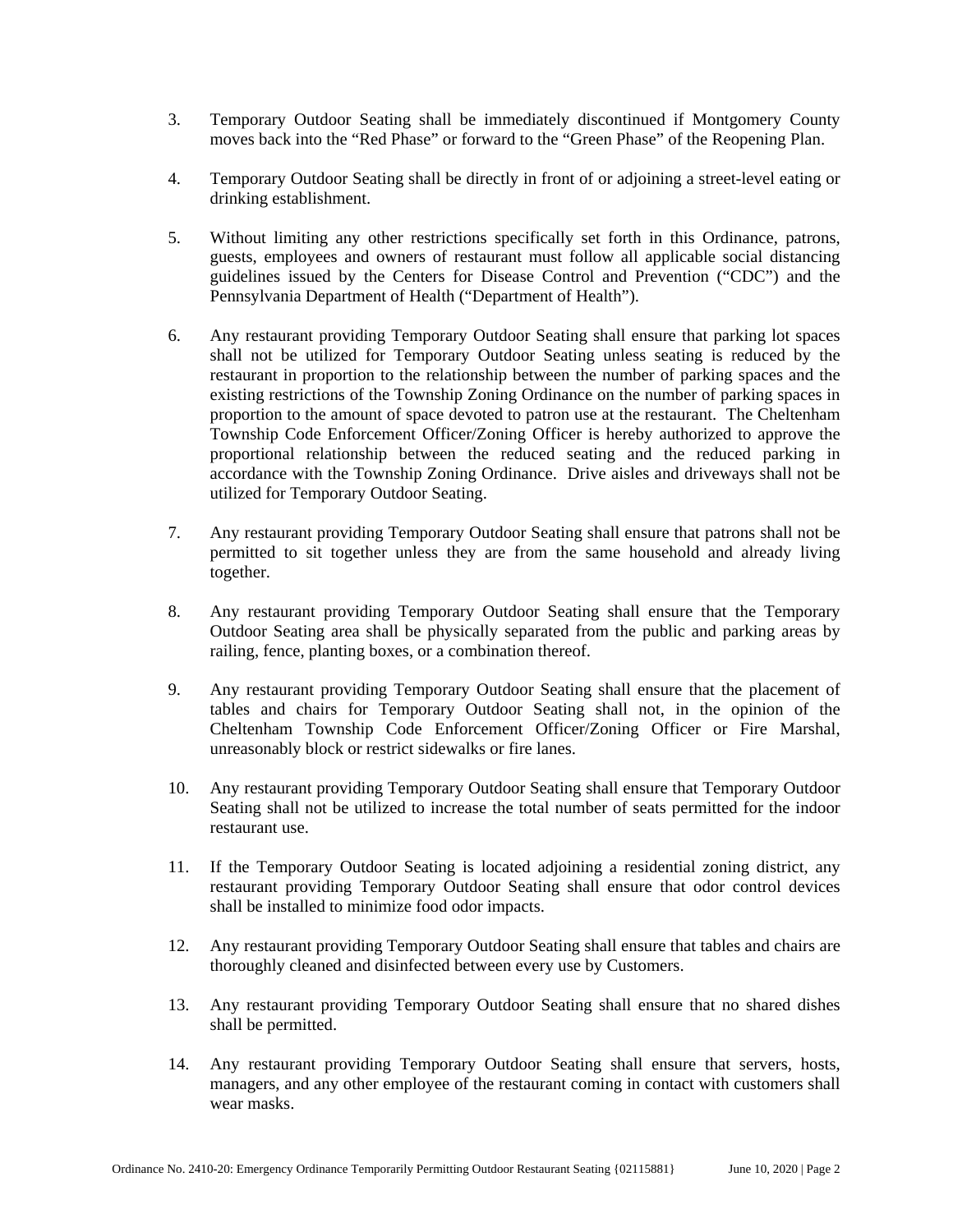3. Temporary Outdoor Seating shall be immediately discontinued if Montgomery County moves back into the "Red Phase" or forward to the "Green Phase" of the Reopening Plan.

4. Temporary Outdoor Seating shall be directly in front of or adjoining a street-level eating or drinking establishment.

5. Without limiting any other restrictions specifically set forth in this Ordinance, patrons, guests, employees and owners of restaurant must follow all applicable social distancing guidelines issued by the Centers for Disease Control and Prevention ("CDC") and the Pennsylvania Department of Health ("Department of Health").

6. Any restaurant providing Temporary Outdoor Seating shall ensure that parking lot spaces shall not be utilized for Temporary Outdoor Seating unless seating is reduced by the restaurant in proportion to the relationship between the number of parking spaces and the existing restrictions of the Township Zoning Ordinance on the number of parking spaces in proportion to the amount of space devoted to patron use at the restaurant. The Cheltenham Township Code Enforcement Officer/Zoning Officer is hereby authorized to approve the proportional relationship between the reduced seating and the reduced parking in accordance with the Township Zoning Ordinance. Drive aisles and driveways shall not be utilized for Temporary Outdoor Seating.

7. Any restaurant providing Temporary Outdoor Seating shall ensure that patrons shall not be permitted to sit together unless they are from the same household and already living together.

8. Any restaurant providing Temporary Outdoor Seating shall ensure that the Temporary Outdoor Seating area shall be physically separated from the public and parking areas by railing, fence, planting boxes, or a combination thereof.

9. Any restaurant providing Temporary Outdoor Seating shall ensure that the placement of tables and chairs for Temporary Outdoor Seating shall not, in the opinion of the Cheltenham Township Code Enforcement Officer/Zoning Officer or Fire Marshal, unreasonably block or restrict sidewalks or fire lanes.

10. Any restaurant providing Temporary Outdoor Seating shall ensure that Temporary Outdoor Seating shall not be utilized to increase the total number of seats permitted for the indoor restaurant use.

11. If the Temporary Outdoor Seating is located adjoining a residential zoning district, any restaurant providing Temporary Outdoor Seating shall ensure that odor control devices shall be installed to minimize food odor impacts.

12. Any restaurant providing Temporary Outdoor Seating shall ensure that tables and chairs are thoroughly cleaned and disinfected between every use by Customers.

13. Any restaurant providing Temporary Outdoor Seating shall ensure that no shared dishes shall be permitted.

14. Any restaurant providing Temporary Outdoor Seating shall ensure that servers, hosts, managers, and any other employee of the restaurant coming in contact with customers shall wear masks.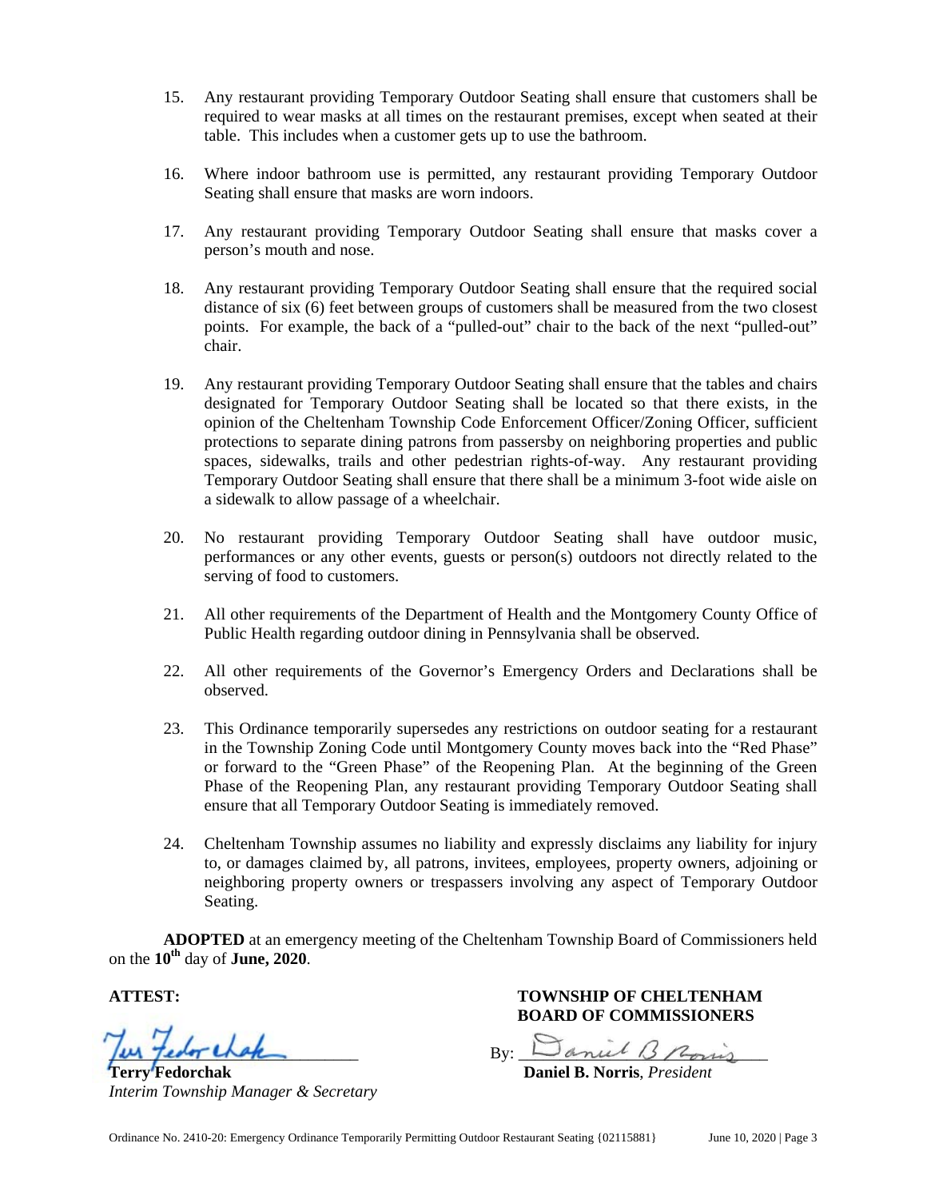15. Any restaurant providing Temporary Outdoor Seating shall ensure that customers shall be required to wear masks at all times on the restaurant premises, except when seated at their table. This includes when a customer gets up to use the bathroom.

16. Where indoor bathroom use is permitted, any restaurant providing Temporary Outdoor Seating shall ensure that masks are worn indoors.

17. Any restaurant providing Temporary Outdoor Seating shall ensure that masks cover a person's mouth and nose.

18. Any restaurant providing Temporary Outdoor Seating shall ensure that the required social distance of six (6) feet between groups of customers shall be measured from the two closest points. For example, the back of a "pulled-out" chair to the back of the next "pulled-out" chair.

19. Any restaurant providing Temporary Outdoor Seating shall ensure that the tables and chairs designated for Temporary Outdoor Seating shall be located so that there exists, in the opinion of the Cheltenham Township Code Enforcement Officer/Zoning Officer, sufficient protections to separate dining patrons from passersby on neighboring properties and public spaces, sidewalks, trails and other pedestrian rights-of-way. Any restaurant providing Temporary Outdoor Seating shall ensure that there shall be a minimum 3-foot wide aisle on a sidewalk to allow passage of a wheelchair.

20. No restaurant providing Temporary Outdoor Seating shall have outdoor music, performances or any other events, guests or person(s) outdoors not directly related to the serving of food to customers.

21. All other requirements of the Department of Health and the Montgomery County Office of Public Health regarding outdoor dining in Pennsylvania shall be observed.

22. All other requirements of the Governor's Emergency Orders and Declarations shall be observed.

23. This Ordinance temporarily supersedes any restrictions on outdoor seating for a restaurant in the Township Zoning Code until Montgomery County moves back into the "Red Phase" or forward to the "Green Phase" of the Reopening Plan. At the beginning of the Green Phase of the Reopening Plan, any restaurant providing Temporary Outdoor Seating shall ensure that all Temporary Outdoor Seating is immediately removed.

24. Cheltenham Township assumes no liability and expressly disclaims any liability for injury to, or damages claimed by, all patrons, invitees, employees, property owners, adjoining or neighboring property owners or trespassers involving any aspect of Temporary Outdoor Seating.

**ADOPTED** at an emergency meeting of the Cheltenham Township Board of Commissioners held on the **10th** day of **June, 2020**.

**ATTEST:**

**Terry Fedorchak**
*Interim Township Manager & Secretary*

**TOWNSHIP OF CHELTENHAM BOARD OF COMMISSIONERS**

By: ______________________

**Daniel B. Norris**, *President*